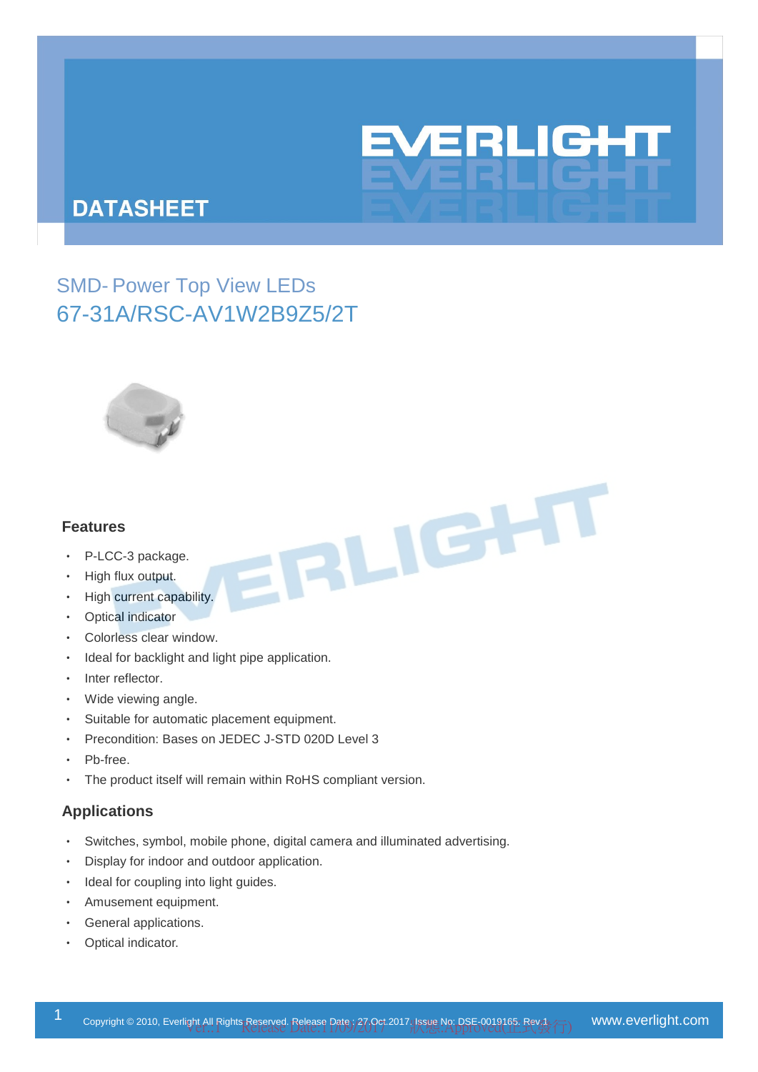# DATASHEET

## SMD- Power Top View LEDs
## 67-31A/RSC-AV1W2B9Z5/2T

### Features

- P-LCC-3 package.
- High flux output.
- High current capability.
- Optical indicator
- Colorless clear window.
- Ideal for backlight and light pipe application.
- Inter reflector.
- Wide viewing angle.
- Suitable for automatic placement equipment.
- Precondition: Bases on JEDEC J-STD 020D Level 3
- Pb-free.
- The product itself will remain within RoHS compliant version.

### Applications

- Switches, symbol, mobile phone, digital camera and illuminated advertising.
- Display for indoor and outdoor application.
- Ideal for coupling into light guides.
- Amusement equipment.
- General applications.
- Optical indicator.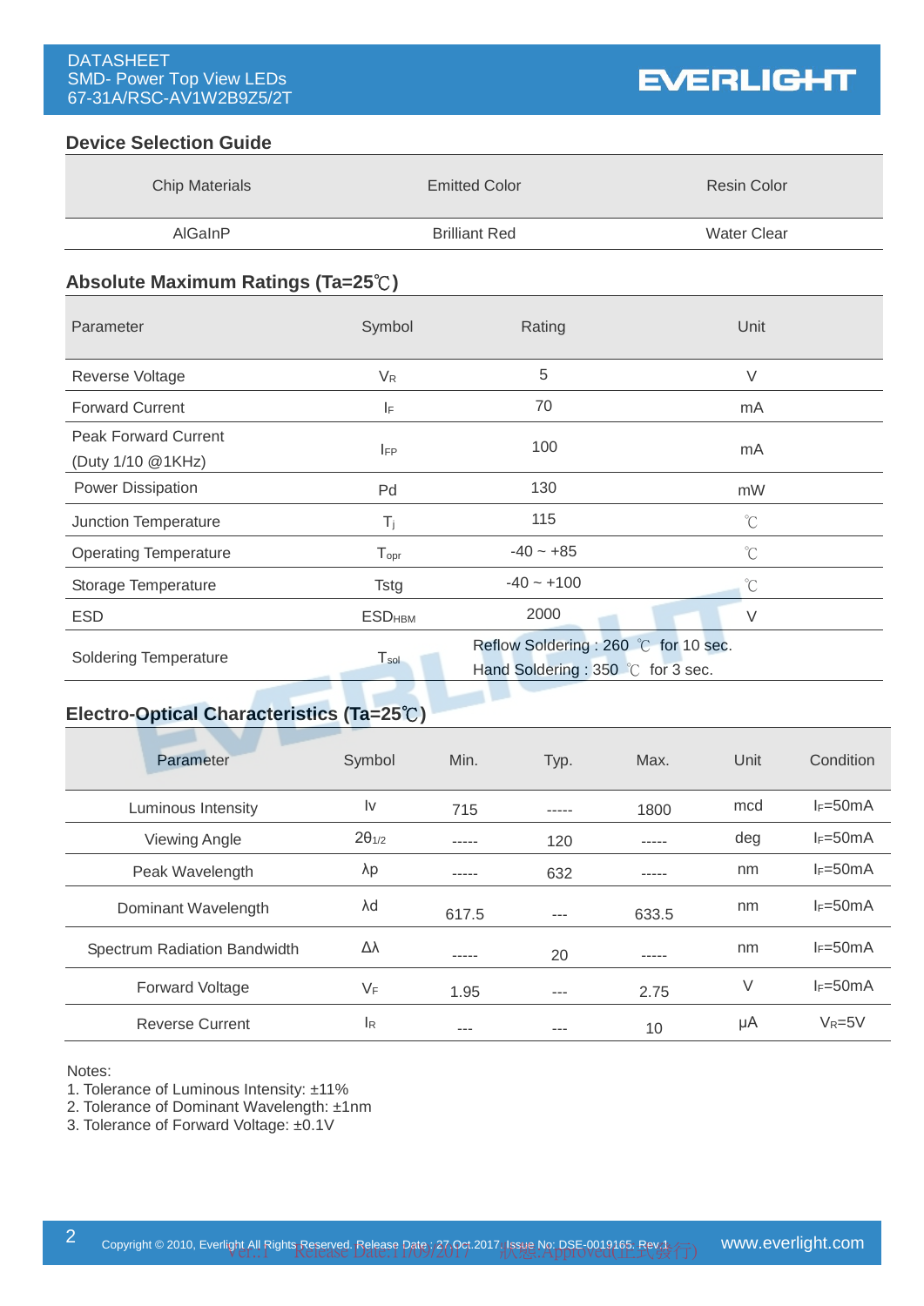## Device Selection Guide

| Chip Materials | Emitted Color | Resin Color |
|---|---|---|
| AlGaInP | Brilliant Red | Water Clear |

## Absolute Maximum Ratings (Ta=25℃)

| Parameter | Symbol | Rating | Unit |
|---|---|---|---|
| Reverse Voltage | $V_R$ | 5 | V |
| Forward Current | $I_F$ | 70 | mA |
| Peak Forward Current (Duty 1/10 @1KHz) | $I_{FP}$ | 100 | mA |
| Power Dissipation | Pd | 130 | mW |
| Junction Temperature | $T_j$ | 115 | ℃ |
| Operating Temperature | $T_{opr}$ | -40 ~ +85 | ℃ |
| Storage Temperature | Tstg | -40 ~ +100 | ℃ |
| ESD | $ESD_{HBM}$ | 2000 | V |
| Soldering Temperature | $T_{sol}$ | Reflow Soldering : 260 ℃ for 10 sec.<br>Hand Soldering : 350 ℃ for 3 sec. | |

## Electro-Optical Characteristics (Ta=25℃)

| Parameter | Symbol | Min. | Typ. | Max. | Unit | Condition |
|---|---|---|---|---|---|---|
| Luminous Intensity | Iv | 715 | ----- | 1800 | mcd | $I_F$=50mA |
| Viewing Angle | $2\theta_{1/2}$ | ----- | 120 | ----- | deg | $I_F$=50mA |
| Peak Wavelength | λp | ----- | 632 | ----- | nm | $I_F$=50mA |
| Dominant Wavelength | λd | 617.5 | --- | 633.5 | nm | $I_F$=50mA |
| Spectrum Radiation Bandwidth | Δλ | ----- | 20 | ----- | nm | $I_F$=50mA |
| Forward Voltage | $V_F$ | 1.95 | --- | 2.75 | V | $I_F$=50mA |
| Reverse Current | $I_R$ | --- | --- | 10 | μA | $V_R$=5V |

Notes:
1. Tolerance of Luminous Intensity: ±11%
2. Tolerance of Dominant Wavelength: ±1nm
3. Tolerance of Forward Voltage: ±0.1V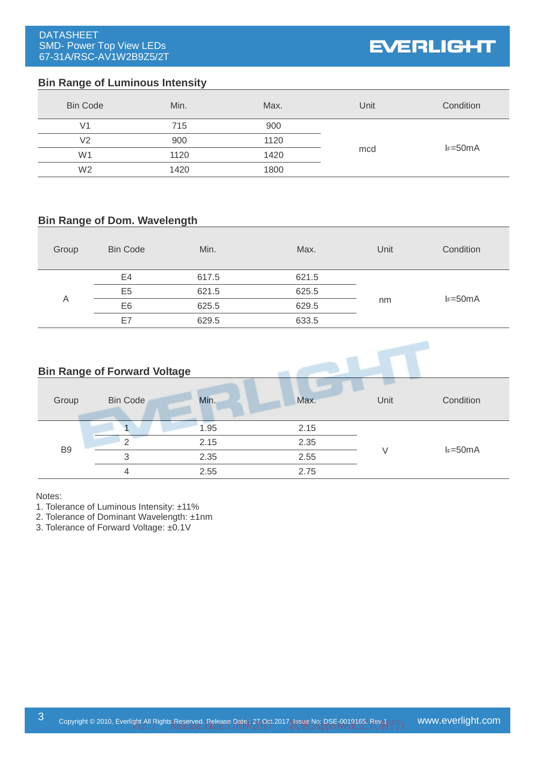## Bin Range of Luminous Intensity

| Bin Code | Min. | Max. | Unit | Condition |
|---|---|---|---|---|
| V1 | 715 | 900 | mcd | $I_F$=50mA |
| V2 | 900 | 1120 | | |
| W1 | 1120 | 1420 | | |
| W2 | 1420 | 1800 | | |

## Bin Range of Dom. Wavelength

| Group | Bin Code | Min. | Max. | Unit | Condition |
|---|---|---|---|---|---|
| A | E4 | 617.5 | 621.5 | nm | $I_F$=50mA |
| | E5 | 621.5 | 625.5 | | |
| | E6 | 625.5 | 629.5 | | |
| | E7 | 629.5 | 633.5 | | |

## Bin Range of Forward Voltage

| Group | Bin Code | Min. | Max. | Unit | Condition |
|---|---|---|---|---|---|
| B9 | 1 | 1.95 | 2.15 | V | $I_F$=50mA |
| | 2 | 2.15 | 2.35 | | |
| | 3 | 2.35 | 2.55 | | |
| | 4 | 2.55 | 2.75 | | |

Notes:
1. Tolerance of Luminous Intensity: ±11%
2. Tolerance of Dominant Wavelength: ±1nm
3. Tolerance of Forward Voltage: ±0.1V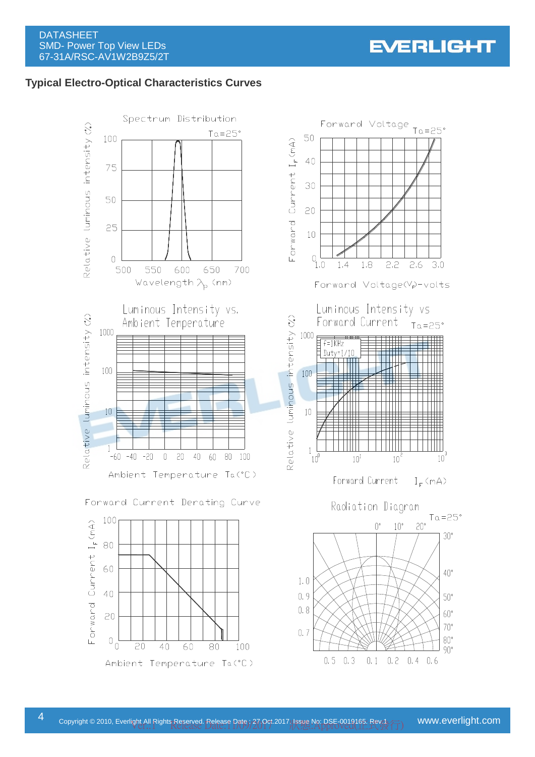## Typical Electro-Optical Characteristics Curves

Spectrum Distribution

Ta=25°

Relative luminous intensity (%)

Wavelength $\lambda_p$ (nm)

Forward Voltage

Ta=25°

Forward Current $I_F$ (mA)

Forward Voltage($V_F$)-volts

Luminous Intensity vs. Ambient Temperature

Relative luminous intensity (%)

Ambient Temperature Ta(°C)

Luminous Intensity vs Forward Current

Ta=25°

f=1KHz
Duty=1/10

Relative luminous intensity (%)

Forward Current $I_F$(mA)

Forward Current Derating Curve

Forward Current $I_F$(mA)

Ambient Temperature Ta(°C)

Radiation Diagram

Ta=25°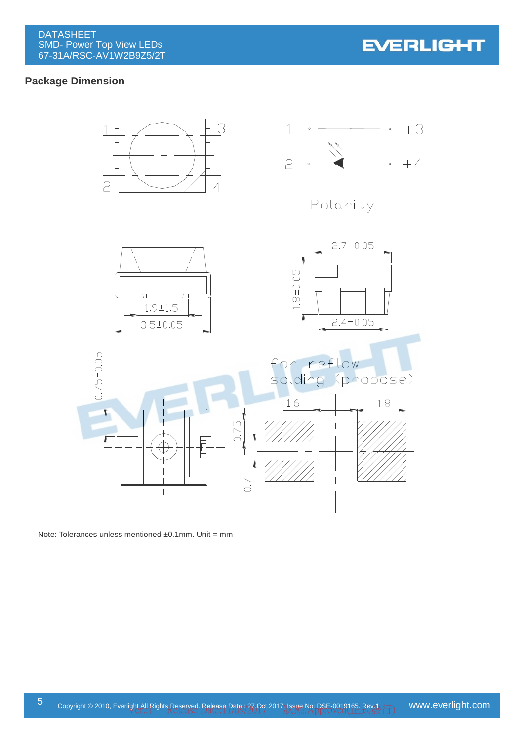## Package Dimension

Polarity

for reflow solding (propose)

Note: Tolerances unless mentioned ±0.1mm. Unit = mm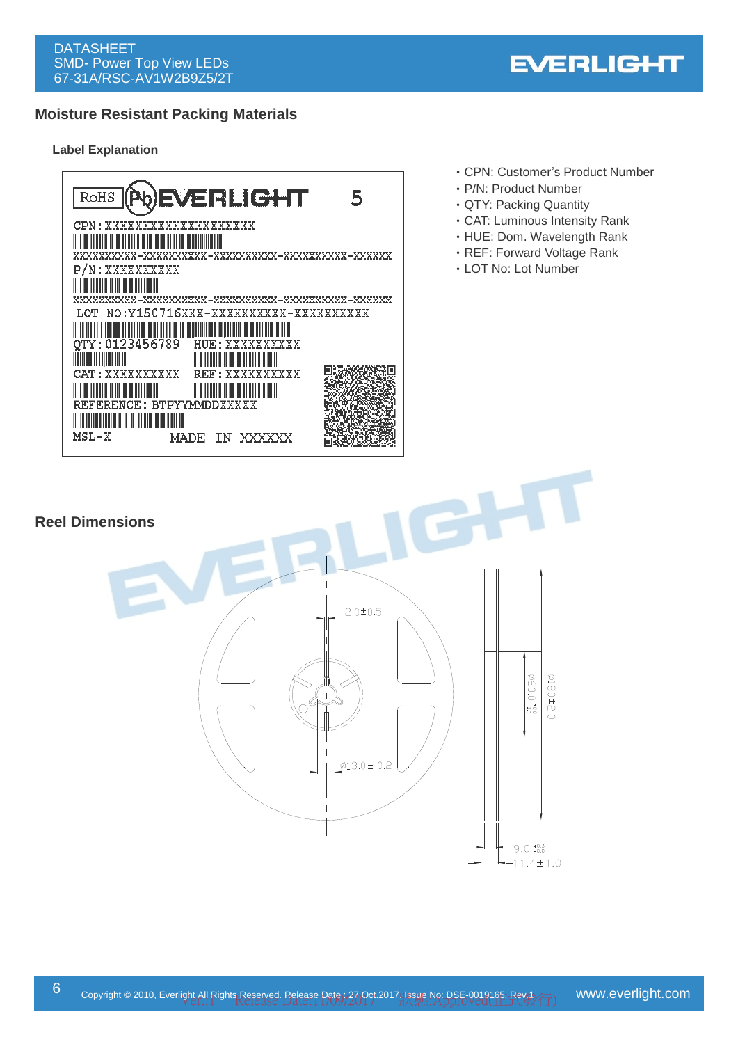## Moisture Resistant Packing Materials

### Label Explanation

```
RoHS  (Pb) EVERLIGHT                          5
CPN: XXXXXXXXXXXXXXXXXX
XXXXXXXXXX-XXXXXXXXXX-XXXXXXXXXX-XXXXXXXXXX-XXXXXX
P/N: XXXXXXXXXX
XXXXXXXXXX-XXXXXXXXXX-XXXXXXXXXX-XXXXXXXXXX-XXXXXX
LOT NO:Y150716XXX-XXXXXXXXXX-XXXXXXXXXX
QTY: 0123456789    HUE: XXXXXXXXXX
CAT: XXXXXXXXXX    REF: XXXXXXXXXX
REFERENCE: BTPYYMMDDXXXXX
MSL-X              MADE IN XXXXXX
```

- CPN: Customer's Product Number
- P/N: Product Number
- QTY: Packing Quantity
- CAT: Luminous Intensity Rank
- HUE: Dom. Wavelength Rank
- REF: Forward Voltage Rank
- LOT No: Lot Number

## Reel Dimensions

Dimensions shown on the reel drawing:

- 2.0±0.5
- Ø13.0±0.2
- Ø60.0 (tolerance +1, -0)
- Ø180±2.0
- 9.0 (tolerance +0.3, -0.0)
- 11.4±1.0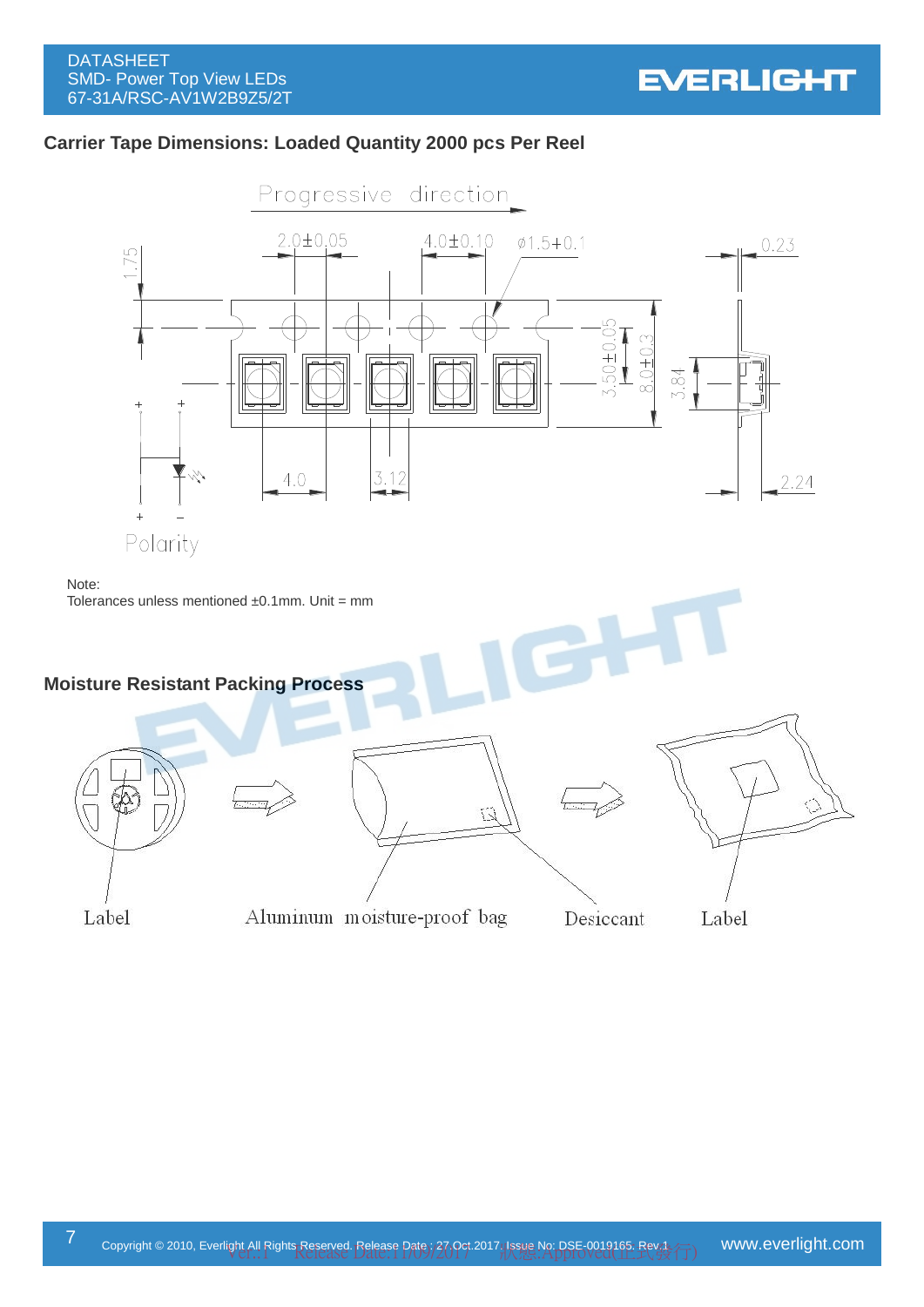## Carrier Tape Dimensions: Loaded Quantity 2000 pcs Per Reel

Note:
Tolerances unless mentioned ±0.1mm. Unit = mm

## Moisture Resistant Packing Process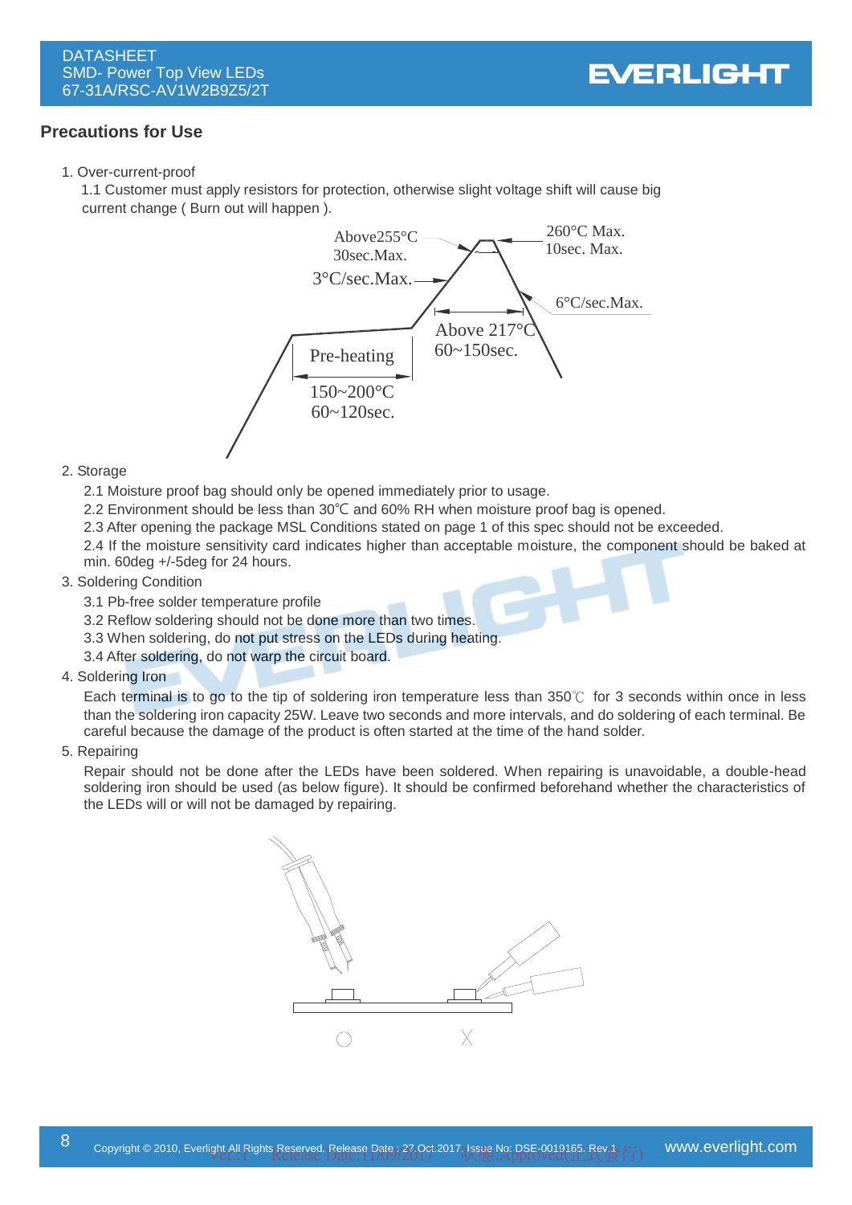## Precautions for Use

1. Over-current-proof

   1.1 Customer must apply resistors for protection, otherwise slight voltage shift will cause big current change ( Burn out will happen ).

Above255°C 30sec.Max.
3°C/sec.Max.
260°C Max. 10sec. Max.
6°C/sec.Max.
Above 217°C 60~150sec.
Pre-heating
150~200°C 60~120sec.

2. Storage

   2.1 Moisture proof bag should only be opened immediately prior to usage.

   2.2 Environment should be less than 30℃ and 60% RH when moisture proof bag is opened.

   2.3 After opening the package MSL Conditions stated on page 1 of this spec should not be exceeded.

   2.4 If the moisture sensitivity card indicates higher than acceptable moisture, the component should be baked at min. 60deg +/-5deg for 24 hours.

3. Soldering Condition

   3.1 Pb-free solder temperature profile

   3.2 Reflow soldering should not be done more than two times.

   3.3 When soldering, do not put stress on the LEDs during heating.

   3.4 After soldering, do not warp the circuit board.

4. Soldering Iron

   Each terminal is to go to the tip of soldering iron temperature less than 350℃ for 3 seconds within once in less than the soldering iron capacity 25W. Leave two seconds and more intervals, and do soldering of each terminal. Be careful because the damage of the product is often started at the time of the hand solder.

5. Repairing

   Repair should not be done after the LEDs have been soldered. When repairing is unavoidable, a double-head soldering iron should be used (as below figure). It should be confirmed beforehand whether the characteristics of the LEDs will or will not be damaged by repairing.

○ X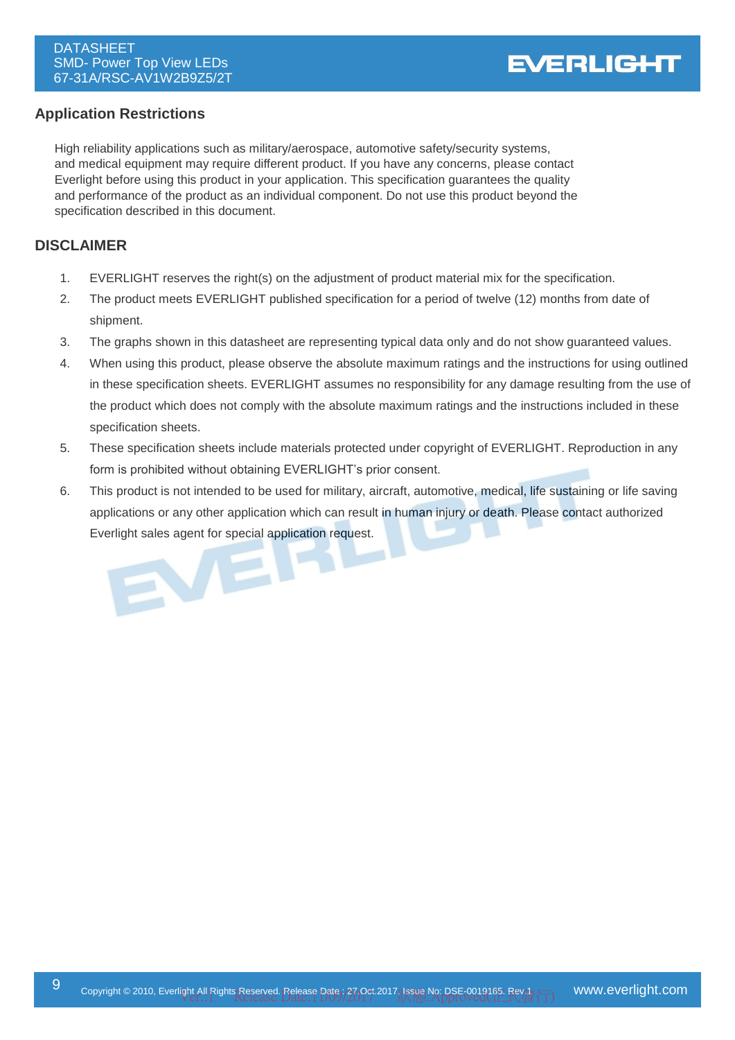## Application Restrictions

High reliability applications such as military/aerospace, automotive safety/security systems, and medical equipment may require different product. If you have any concerns, please contact Everlight before using this product in your application. This specification guarantees the quality and performance of the product as an individual component. Do not use this product beyond the specification described in this document.

## DISCLAIMER

1. EVERLIGHT reserves the right(s) on the adjustment of product material mix for the specification.
2. The product meets EVERLIGHT published specification for a period of twelve (12) months from date of shipment.
3. The graphs shown in this datasheet are representing typical data only and do not show guaranteed values.
4. When using this product, please observe the absolute maximum ratings and the instructions for using outlined in these specification sheets. EVERLIGHT assumes no responsibility for any damage resulting from the use of the product which does not comply with the absolute maximum ratings and the instructions included in these specification sheets.
5. These specification sheets include materials protected under copyright of EVERLIGHT. Reproduction in any form is prohibited without obtaining EVERLIGHT's prior consent.
6. This product is not intended to be used for military, aircraft, automotive, medical, life sustaining or life saving applications or any other application which can result in human injury or death. Please contact authorized Everlight sales agent for special application request.